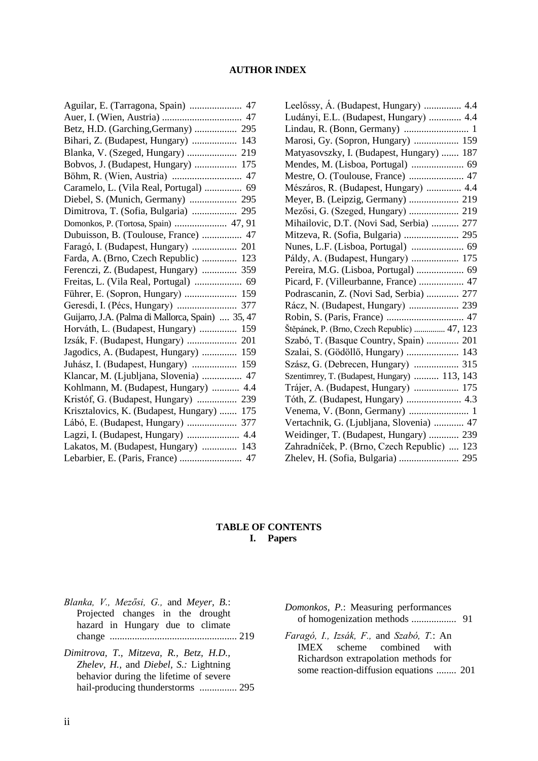# AUTHOR INDEX

Aguilar, E. (Tarragona, Spain) .................... 47
Auer, I. (Wien, Austria) ............................... 47
Betz, H.D. (Garching,Germany) ................ 295
Bihari, Z. (Budapest, Hungary) ................. 143
Blanka, V. (Szeged, Hungary) ................... 219
Bobvos, J. (Budapest, Hungary) ................ 175
Böhm, R. (Wien, Austria) ........................... 47
Caramelo, L. (Vila Real, Portugal) .............. 69
Diebel, S. (Munich, Germany) .................. 295
Dimitrova, T. (Sofia, Bulgaria) ................. 295
Domonkos, P. (Tortosa, Spain) .................... 47, 91
Dubuisson, B. (Toulouse, France) ............... 47
Faragó, I. (Budapest, Hungary) ................. 201
Farda, A. (Brno, Czech Republic) ............. 123
Ferenczi, Z. (Budapest, Hungary) ............. 359
Freitas, L. (Vila Real, Portugal) .................. 69
Führer, E. (Sopron, Hungary) .................... 159
Geresdi, I. (Pécs, Hungary) ....................... 377
Guijarro, J.A. (Palma di Mallorca, Spain) .... 35, 47
Horváth, L. (Budapest, Hungary) .............. 159
Izsák, F. (Budapest, Hungary) ................... 201
Jagodics, A. (Budapest, Hungary) ............. 159
Juhász, I. (Budapest, Hungary) ................. 159
Klancar, M. (Ljubljana, Slovenia) ............... 47
Kohlmann, M. (Budapest, Hungary) .......... 4.4
Kristóf, G. (Budapest, Hungary) ............... 239
Krisztalovics, K. (Budapest, Hungary) ....... 175
Lábó, E. (Budapest, Hungary) ................... 377
Lagzi, I. (Budapest, Hungary) .................... 4.4
Lakatos, M. (Budapest, Hungary) ............. 143
Lebarbier, E. (Paris, France) ........................ 47
Leelőssy, Á. (Budapest, Hungary) .............. 4.4
Ludányi, E.L. (Budapest, Hungary) ............ 4.4
Lindau, R. (Bonn, Germany) ......................... 1
Marosi, Gy. (Sopron, Hungary) ................. 159
Matyasovszky, I. (Budapest, Hungary) ....... 187
Mendes, M. (Lisboa, Portugal) .................... 69
Mestre, O. (Toulouse, France) ..................... 47
Mészáros, R. (Budapest, Hungary) ............. 4.4
Meyer, B. (Leipzig, Germany) ................... 219
Mezősi, G. (Szeged, Hungary) ................... 219
Mihailovic, D.T. (Novi Sad, Serbia) .......... 277
Mitzeva, R. (Sofia, Bulgaria) ..................... 295
Nunes, L.F. (Lisboa, Portugal) .................... 69
Páldy, A. (Budapest, Hungary) .................. 175
Pereira, M.G. (Lisboa, Portugal) .................. 69
Picard, F. (Villeurbanne, France) ................. 47
Podrascanin, Z. (Novi Sad, Serbia) ............ 277
Rácz, N. (Budapest, Hungary) ................... 239
Robin, S. (Paris, France) .............................. 47
Štěpánek, P. (Brno, Czech Republic) ............... 47, 123
Szabó, T. (Basque Country, Spain) ............ 201
Szalai, S. (Gödöllő, Hungary) .................... 143
Szász, G. (Debrecen, Hungary) ................. 315
Szentimrey, T. (Budapest, Hungary) .......... 113, 143
Trájer, A. (Budapest, Hungary) ................. 175
Tóth, Z. (Budapest, Hungary) ..................... 4.3
Venema, V. (Bonn, Germany) ....................... 1
Vertachnik, G. (Ljubljana, Slovenia) ........... 47
Weidinger, T. (Budapest, Hungary) ........... 239
Zahradníček, P. (Brno, Czech Republic) .... 123
Zhelev, H. (Sofia, Bulgaria) ....................... 295

# TABLE OF CONTENTS

## I. Papers

*Blanka, V., Mezősi, G.,* and *Meyer, B.*: Projected changes in the drought hazard in Hungary due to climate change .................................................. 219

*Dimitrova, T., Mitzeva, R., Betz, H.D., Zhelev, H.,* and *Diebel, S.:* Lightning behavior during the lifetime of severe hail-producing thunderstorms ............... 295

*Domonkos, P.*: Measuring performances of homogenization methods .................. 91

*Faragó, I., Izsák, F.,* and *Szabó, T.*: An IMEX scheme combined with Richardson extrapolation methods for some reaction-diffusion equations ........ 201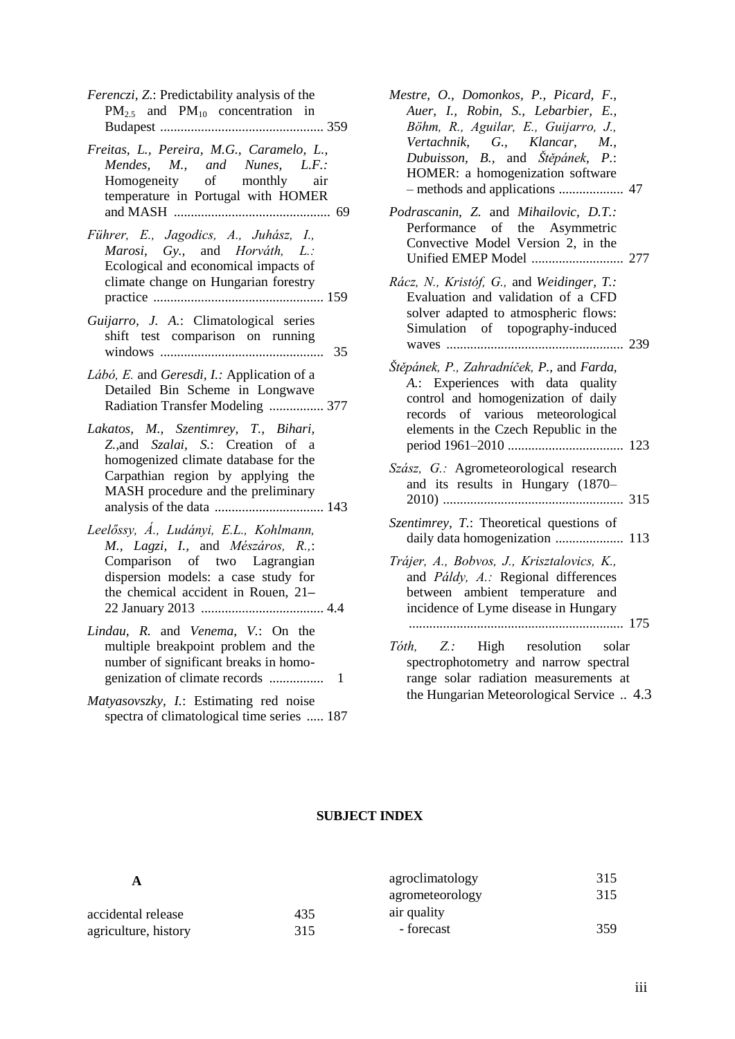*Ferenczi, Z.*: Predictability analysis of the $PM_{2.5}$ and $PM_{10}$ concentration in Budapest ................................................ 359

*Freitas, L., Pereira, M.G., Caramelo, L., Mendes, M., and Nunes, L.F.:* Homogeneity of monthly air temperature in Portugal with HOMER and MASH .............................................. 69

*Führer, E., Jagodics, A., Juhász, I., Marosi, Gy.,* and *Horváth, L.:* Ecological and economical impacts of climate change on Hungarian forestry practice .................................................. 159

*Guijarro, J. A.*: Climatological series shift test comparison on running windows ................................................ 35

*Lábó, E.* and *Geresdi, I.:* Application of a Detailed Bin Scheme in Longwave Radiation Transfer Modeling ................ 377

*Lakatos, M., Szentimrey, T., Bihari, Z.,*and *Szalai, S.*: Creation of a homogenized climate database for the Carpathian region by applying the MASH procedure and the preliminary analysis of the data ................................ 143

*Leelőssy, Á., Ludányi, E.L., Kohlmann, M., Lagzi, I.,* and *Mészáros, R.,*: Comparison of two Lagrangian dispersion models: a case study for the chemical accident in Rouen, 21–22 January 2013 .................................... 4.4

*Lindau, R.* and *Venema, V.*: On the multiple breakpoint problem and the number of significant breaks in homogenization of climate records ................ 1

*Matyasovszky, I.*: Estimating red noise spectra of climatological time series ..... 187

*Mestre, O., Domonkos, P., Picard, F., Auer, I., Robin, S., Lebarbier, E., Böhm, R., Aguilar, E., Guijarro, J., Vertachnik, G., Klancar, M., Dubuisson, B.,* and *Štěpánek, P.*: HOMER: a homogenization software – methods and applications ................... 47

*Podrascanin, Z.* and *Mihailovic, D.T.:* Performance of the Asymmetric Convective Model Version 2, in the Unified EMEP Model ........................... 277

*Rácz, N., Kristóf, G.,* and *Weidinger, T.:* Evaluation and validation of a CFD solver adapted to atmospheric flows: Simulation of topography-induced waves .................................................... 239

*Štěpánek, P., Zahradníček, P.,* and *Farda, A.*: Experiences with data quality control and homogenization of daily records of various meteorological elements in the Czech Republic in the period 1961–2010 .................................. 123

*Szász, G.:* Agrometeorological research and its results in Hungary (1870–2010) ..................................................... 315

*Szentimrey, T.*: Theoretical questions of daily data homogenization .................... 113

*Trájer, A., Bobvos, J., Krisztalovics, K.,* and *Páldy, A.:* Regional differences between ambient temperature and incidence of Lyme disease in Hungary ............................................................... 175

*Tóth, Z.:* High resolution solar spectrophotometry and narrow spectral range solar radiation measurements at the Hungarian Meteorological Service .. 4.3

## SUBJECT INDEX

**A**

accidental release 435
agriculture, history 315
agroclimatology 315
agrometeorology 315
air quality
  - forecast 359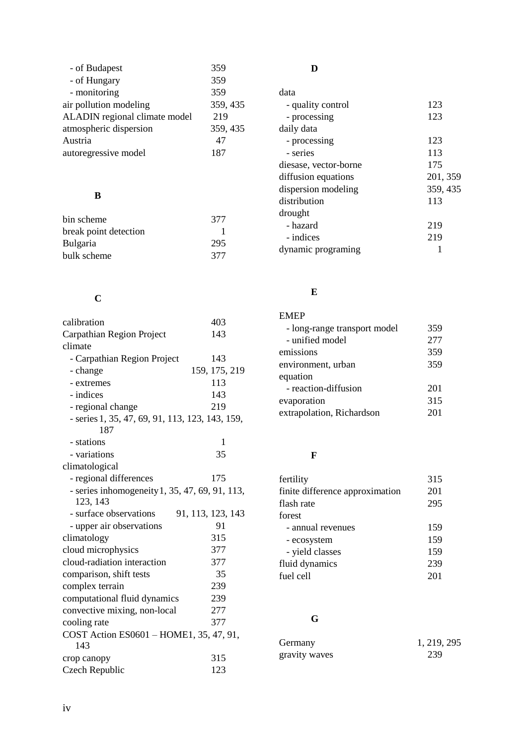- of Budapest 359
- of Hungary 359
- monitoring 359

air pollution modeling 359, 435
ALADIN regional climate model 219
atmospheric dispersion 359, 435
Austria 47
autoregressive model 187

**B**

bin scheme 377
break point detection 1
Bulgaria 295
bulk scheme 377

**C**

calibration 403
Carpathian Region Project 143
climate
- Carpathian Region Project 143
- change 159, 175, 219
- extremes 113
- indices 143
- regional change 219
- series 1, 35, 47, 69, 91, 113, 123, 143, 159, 187
- stations 1
- variations 35

climatological
- regional differences 175
- series inhomogeneity 1, 35, 47, 69, 91, 113, 123, 143
- surface observations 91, 113, 123, 143
- upper air observations 91

climatology 315
cloud microphysics 377
cloud-radiation interaction 377
comparison, shift tests 35
complex terrain 239
computational fluid dynamics 239
convective mixing, non-local 277
cooling rate 377
COST Action ES0601 – HOME 1, 35, 47, 91, 143
crop canopy 315
Czech Republic 123

**D**

data
- quality control 123
- processing 123

daily data
- processing 123
- series 113

diesase, vector-borne 175
diffusion equations 201, 359
dispersion modeling 359, 435
distribution 113
drought
- hazard 219
- indices 219

dynamic programing 1

**E**

EMEP
- long-range transport model 359
- unified model 277

emissions 359
environment, urban 359
equation
- reaction-diffusion 201

evaporation 315
extrapolation, Richardson 201

**F**

fertility 315
finite difference approximation 201
flash rate 295
forest
- annual revenues 159
- ecosystem 159
- yield classes 159

fluid dynamics 239
fuel cell 201

**G**

Germany 1, 219, 295
gravity waves 239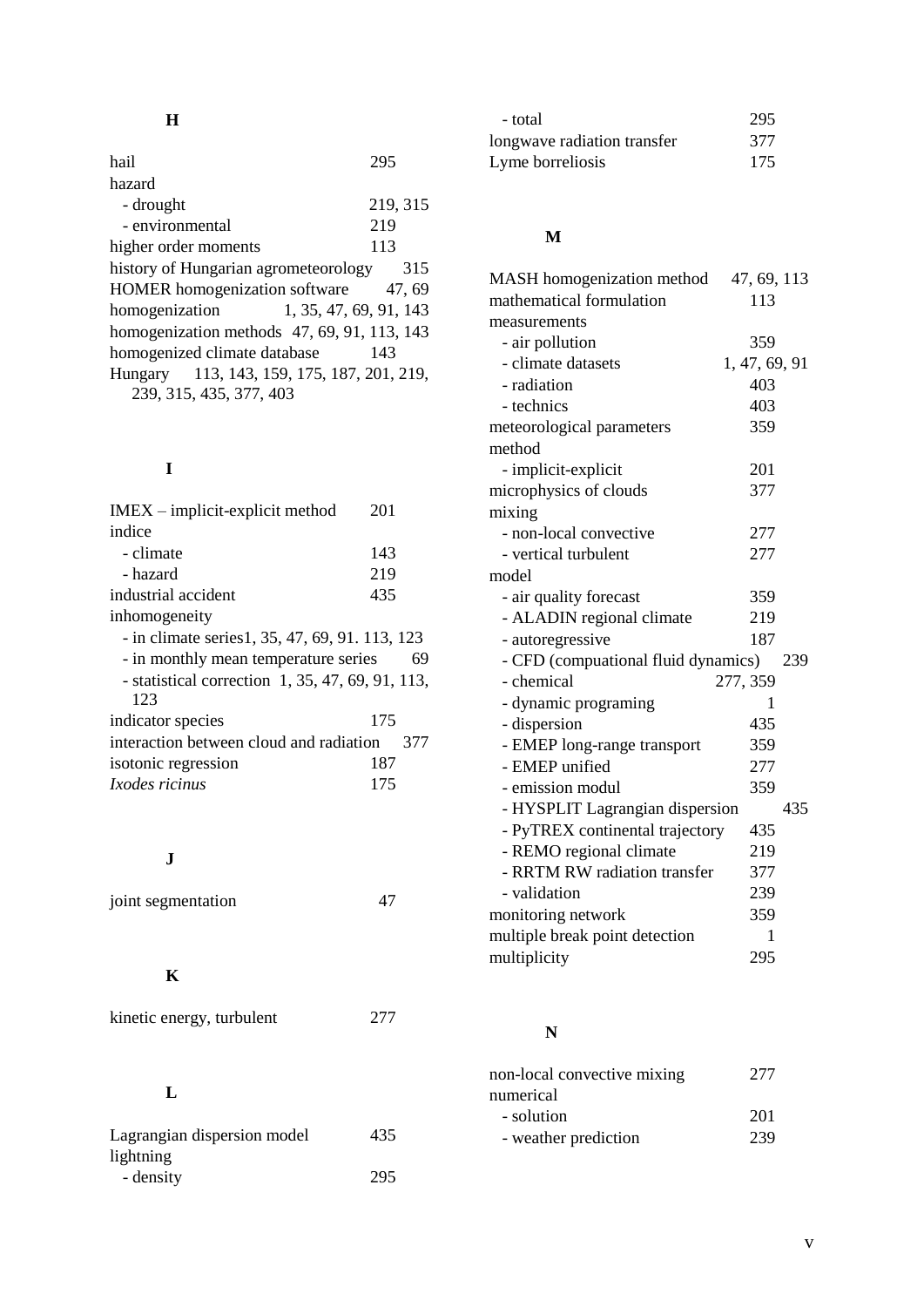## H

hail 295
hazard
- drought 219, 315
- environmental 219

higher order moments 113
history of Hungarian agrometeorology 315
HOMER homogenization software 47, 69
homogenization 1, 35, 47, 69, 91, 143
homogenization methods 47, 69, 91, 113, 143
homogenized climate database 143
Hungary 113, 143, 159, 175, 187, 201, 219, 239, 315, 435, 377, 403

## I

IMEX – implicit-explicit method 201
indice
- climate 143
- hazard 219

industrial accident 435
inhomogeneity
- in climate series1, 35, 47, 69, 91. 113, 123
- in monthly mean temperature series 69
- statistical correction 1, 35, 47, 69, 91, 113, 123

indicator species 175
interaction between cloud and radiation 377
isotonic regression 187
*Ixodes ricinus* 175

## J

joint segmentation 47

## K

kinetic energy, turbulent 277

## L

Lagrangian dispersion model 435
lightning
- density 295
- total 295

longwave radiation transfer 377
Lyme borreliosis 175

## M

MASH homogenization method 47, 69, 113
mathematical formulation 113
measurements
- air pollution 359
- climate datasets 1, 47, 69, 91
- radiation 403
- technics 403

meteorological parameters 359
method
- implicit-explicit 201

microphysics of clouds 377
mixing
- non-local convective 277
- vertical turbulent 277

model
- air quality forecast 359
- ALADIN regional climate 219
- autoregressive 187
- CFD (compuational fluid dynamics) 239
- chemical 277, 359
- dynamic programing 1
- dispersion 435
- EMEP long-range transport 359
- EMEP unified 277
- emission modul 359
- HYSPLIT Lagrangian dispersion 435
- PyTREX continental trajectory 435
- REMO regional climate 219
- RRTM RW radiation transfer 377
- validation 239

monitoring network 359
multiple break point detection 1
multiplicity 295

## N

non-local convective mixing 277
numerical
- solution 201
- weather prediction 239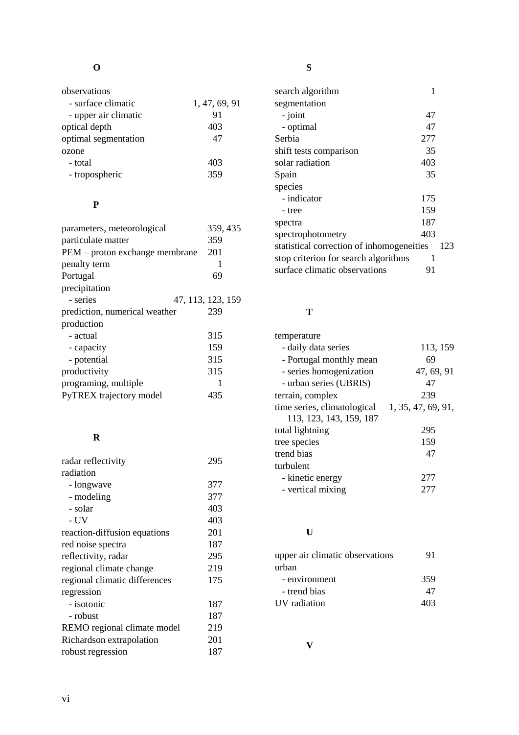**O**

observations
- surface climatic 1, 47, 69, 91
- upper air climatic 91

optical depth 403
optimal segmentation 47
ozone
- total 403
- tropospheric 359

**P**

parameters, meteorological 359, 435
particulate matter 359
PEM – proton exchange membrane 201
penalty term 1
Portugal 69
precipitation
- series 47, 113, 123, 159

prediction, numerical weather 239
production
- actual 315
- capacity 159
- potential 315

productivity 315
programing, multiple 1
PyTREX trajectory model 435

**R**

radar reflectivity 295
radiation
- longwave 377
- modeling 377
- solar 403
- UV 403

reaction-diffusion equations 201
red noise spectra 187
reflectivity, radar 295
regional climate change 219
regional climatic differences 175
regression
- isotonic 187
- robust 187

REMO regional climate model 219
Richardson extrapolation 201
robust regression 187

**S**

search algorithm 1
segmentation
- joint 47
- optimal 47

Serbia 277
shift tests comparison 35
solar radiation 403
Spain 35
species
- indicator 175
- tree 159

spectra 187
spectrophotometry 403
statistical correction of inhomogeneities 123
stop criterion for search algorithms 1
surface climatic observations 91

**T**

temperature
- daily data series 113, 159
- Portugal monthly mean 69
- series homogenization 47, 69, 91
- urban series (UBRIS) 47

terrain, complex 239
time series, climatological 1, 35, 47, 69, 91, 113, 123, 143, 159, 187
total lightning 295
tree species 159
trend bias 47
turbulent
- kinetic energy 277
- vertical mixing 277

**U**

upper air climatic observations 91
urban
- environment 359
- trend bias 47

UV radiation 403

**V**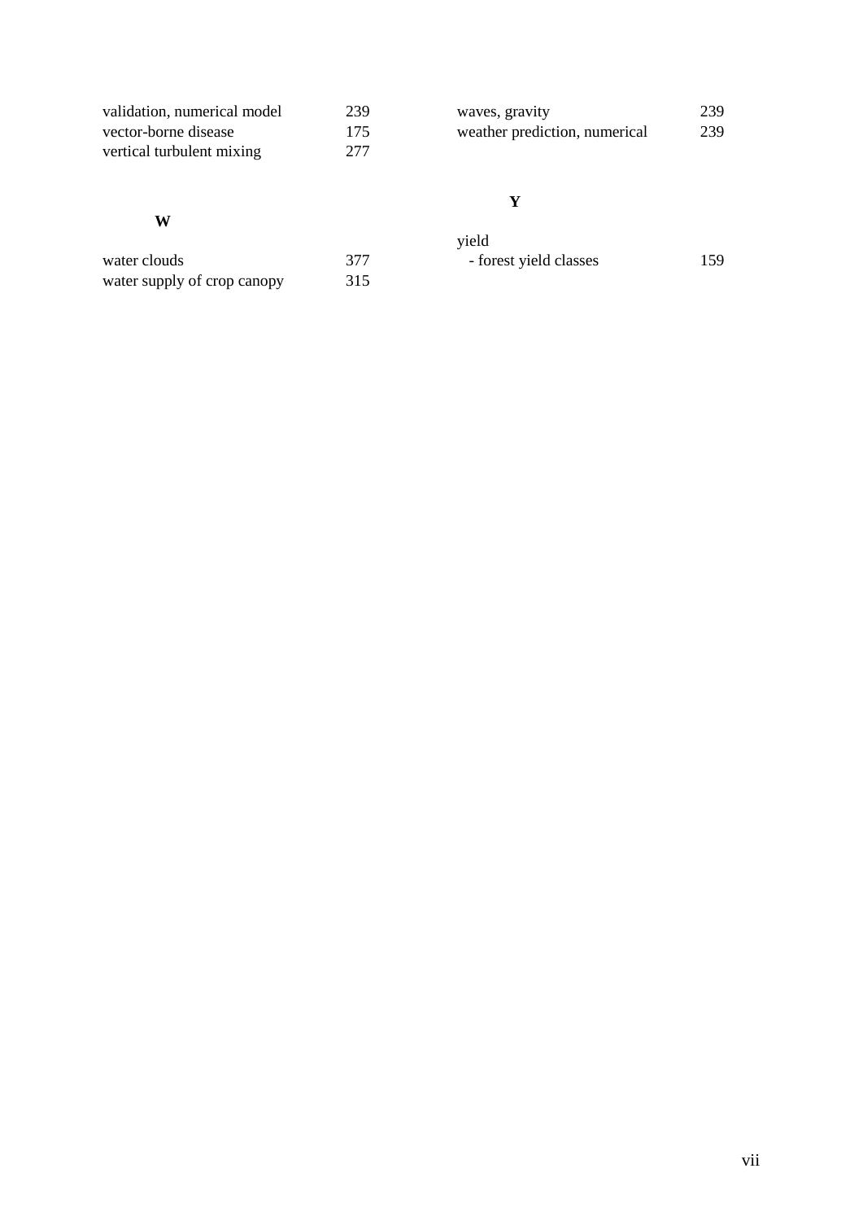validation, numerical model 239
vector-borne disease 175
vertical turbulent mixing 277

**W**

water clouds 377
water supply of crop canopy 315
waves, gravity 239
weather prediction, numerical 239

**Y**

yield
- forest yield classes 159